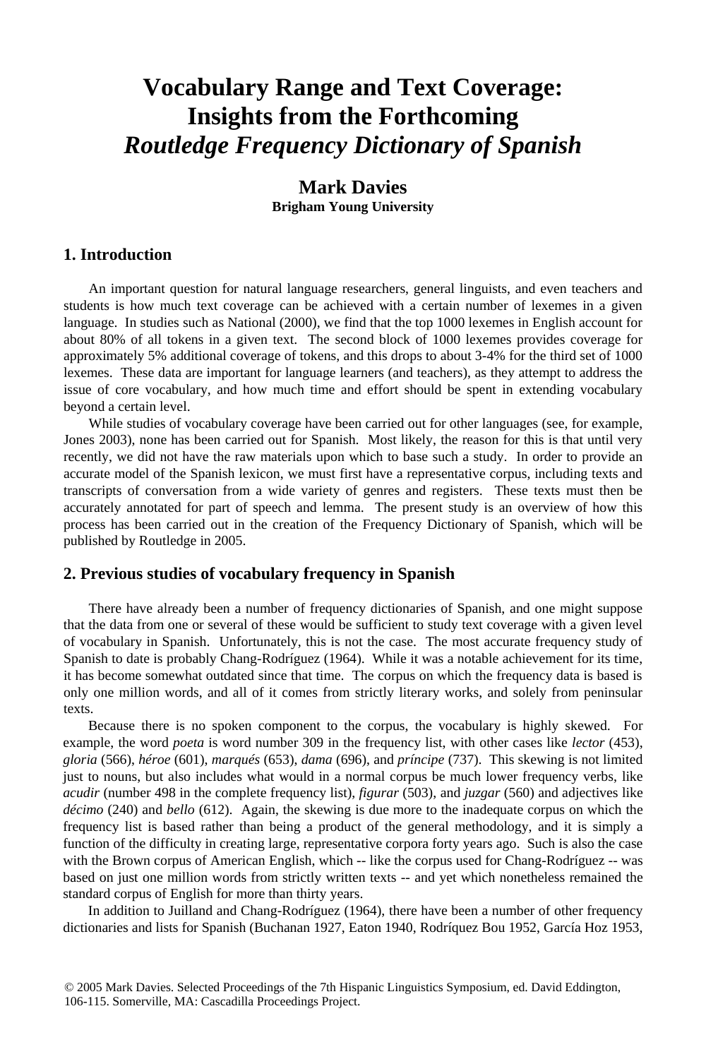# Vocabulary Range and Text Coverage: Insights from the Forthcoming *Routledge Frequency Dictionary of Spanish*

**Mark Davies**
**Brigham Young University**

## 1. Introduction

An important question for natural language researchers, general linguists, and even teachers and students is how much text coverage can be achieved with a certain number of lexemes in a given language. In studies such as National (2000), we find that the top 1000 lexemes in English account for about 80% of all tokens in a given text. The second block of 1000 lexemes provides coverage for approximately 5% additional coverage of tokens, and this drops to about 3-4% for the third set of 1000 lexemes. These data are important for language learners (and teachers), as they attempt to address the issue of core vocabulary, and how much time and effort should be spent in extending vocabulary beyond a certain level.

While studies of vocabulary coverage have been carried out for other languages (see, for example, Jones 2003), none has been carried out for Spanish. Most likely, the reason for this is that until very recently, we did not have the raw materials upon which to base such a study. In order to provide an accurate model of the Spanish lexicon, we must first have a representative corpus, including texts and transcripts of conversation from a wide variety of genres and registers. These texts must then be accurately annotated for part of speech and lemma. The present study is an overview of how this process has been carried out in the creation of the Frequency Dictionary of Spanish, which will be published by Routledge in 2005.

## 2. Previous studies of vocabulary frequency in Spanish

There have already been a number of frequency dictionaries of Spanish, and one might suppose that the data from one or several of these would be sufficient to study text coverage with a given level of vocabulary in Spanish. Unfortunately, this is not the case. The most accurate frequency study of Spanish to date is probably Chang-Rodríguez (1964). While it was a notable achievement for its time, it has become somewhat outdated since that time. The corpus on which the frequency data is based is only one million words, and all of it comes from strictly literary works, and solely from peninsular texts.

Because there is no spoken component to the corpus, the vocabulary is highly skewed. For example, the word *poeta* is word number 309 in the frequency list, with other cases like *lector* (453), *gloria* (566), *héroe* (601), *marqués* (653), *dama* (696), and *príncipe* (737). This skewing is not limited just to nouns, but also includes what would in a normal corpus be much lower frequency verbs, like *acudir* (number 498 in the complete frequency list), *figurar* (503), and *juzgar* (560) and adjectives like *décimo* (240) and *bello* (612). Again, the skewing is due more to the inadequate corpus on which the frequency list is based rather than being a product of the general methodology, and it is simply a function of the difficulty in creating large, representative corpora forty years ago. Such is also the case with the Brown corpus of American English, which -- like the corpus used for Chang-Rodríguez -- was based on just one million words from strictly written texts -- and yet which nonetheless remained the standard corpus of English for more than thirty years.

In addition to Juilland and Chang-Rodríguez (1964), there have been a number of other frequency dictionaries and lists for Spanish (Buchanan 1927, Eaton 1940, Rodríquez Bou 1952, García Hoz 1953,

© 2005 Mark Davies. Selected Proceedings of the 7th Hispanic Linguistics Symposium, ed. David Eddington, 106-115. Somerville, MA: Cascadilla Proceedings Project.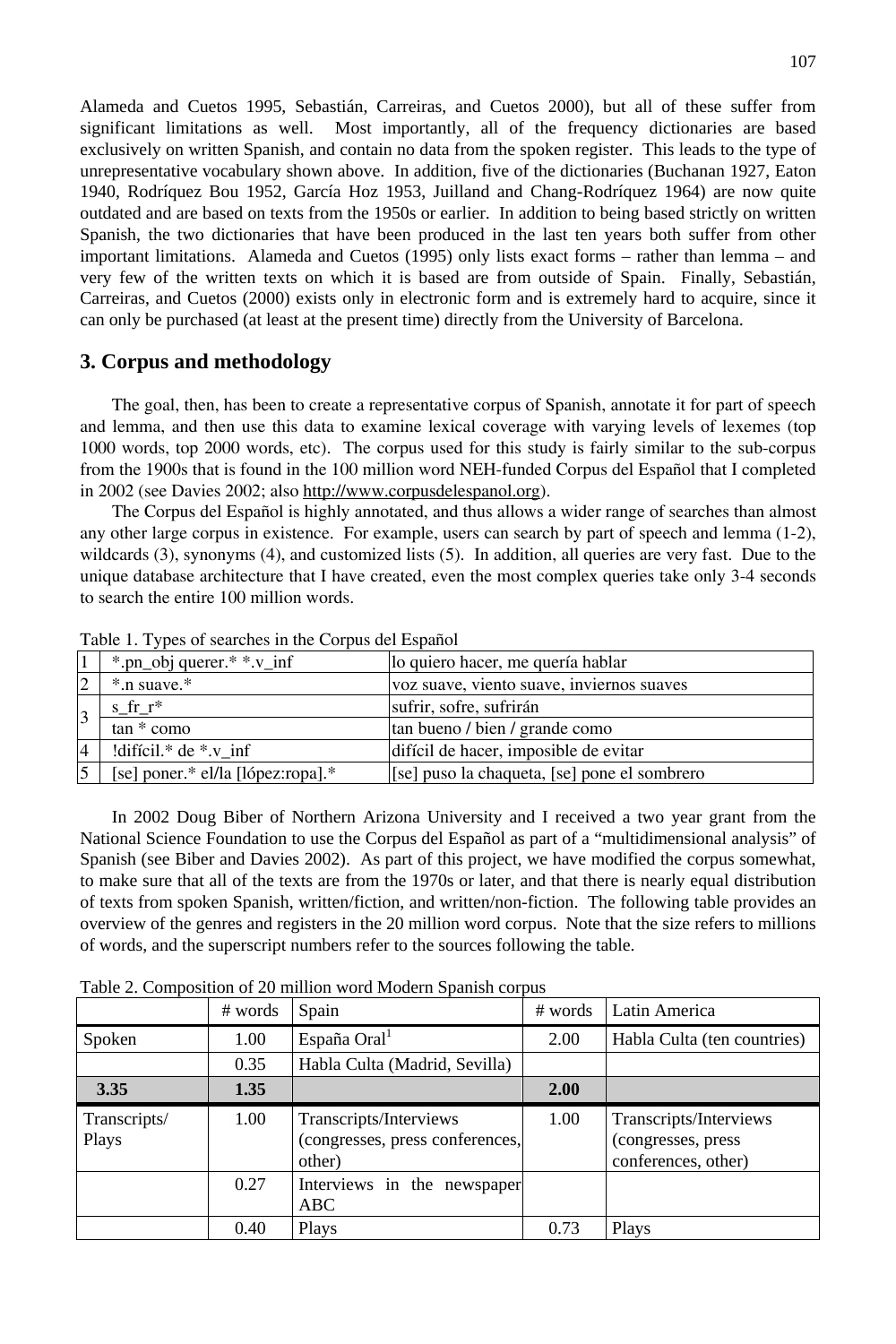Alameda and Cuetos 1995, Sebastián, Carreiras, and Cuetos 2000), but all of these suffer from significant limitations as well. Most importantly, all of the frequency dictionaries are based exclusively on written Spanish, and contain no data from the spoken register. This leads to the type of unrepresentative vocabulary shown above. In addition, five of the dictionaries (Buchanan 1927, Eaton 1940, Rodríquez Bou 1952, García Hoz 1953, Juilland and Chang-Rodríquez 1964) are now quite outdated and are based on texts from the 1950s or earlier. In addition to being based strictly on written Spanish, the two dictionaries that have been produced in the last ten years both suffer from other important limitations. Alameda and Cuetos (1995) only lists exact forms – rather than lemma – and very few of the written texts on which it is based are from outside of Spain. Finally, Sebastián, Carreiras, and Cuetos (2000) exists only in electronic form and is extremely hard to acquire, since it can only be purchased (at least at the present time) directly from the University of Barcelona.

## 3. Corpus and methodology

The goal, then, has been to create a representative corpus of Spanish, annotate it for part of speech and lemma, and then use this data to examine lexical coverage with varying levels of lexemes (top 1000 words, top 2000 words, etc). The corpus used for this study is fairly similar to the sub-corpus from the 1900s that is found in the 100 million word NEH-funded Corpus del Español that I completed in 2002 (see Davies 2002; also http://www.corpusdelespanol.org).

The Corpus del Español is highly annotated, and thus allows a wider range of searches than almost any other large corpus in existence. For example, users can search by part of speech and lemma (1-2), wildcards (3), synonyms (4), and customized lists (5). In addition, all queries are very fast. Due to the unique database architecture that I have created, even the most complex queries take only 3-4 seconds to search the entire 100 million words.

Table 1. Types of searches in the Corpus del Español

| | | |
|---|---|---|
| 1 | *.pn_obj querer.* *.v_inf | lo quiero hacer, me quería hablar |
| 2 | *.n suave.* | voz suave, viento suave, inviernos suaves |
| 3 | s_fr_r* | sufrir, sofre, sufrirán |
| | tan * como | tan bueno / bien / grande como |
| 4 | !difícil.* de *.v_inf | difícil de hacer, imposible de evitar |
| 5 | [se] poner.* el/la [lópez:ropa].* | [se] puso la chaqueta, [se] pone el sombrero |

In 2002 Doug Biber of Northern Arizona University and I received a two year grant from the National Science Foundation to use the Corpus del Español as part of a "multidimensional analysis" of Spanish (see Biber and Davies 2002). As part of this project, we have modified the corpus somewhat, to make sure that all of the texts are from the 1970s or later, and that there is nearly equal distribution of texts from spoken Spanish, written/fiction, and written/non-fiction. The following table provides an overview of the genres and registers in the 20 million word corpus. Note that the size refers to millions of words, and the superscript numbers refer to the sources following the table.

Table 2. Composition of 20 million word Modern Spanish corpus

| | # words | Spain | # words | Latin America |
|---|---|---|---|---|
| Spoken | 1.00 | España Oral[1] | 2.00 | Habla Culta (ten countries) |
| | 0.35 | Habla Culta (Madrid, Sevilla) | | |
| **3.35** | **1.35** | | **2.00** | |
| Transcripts/ Plays | 1.00 | Transcripts/Interviews (congresses, press conferences, other) | 1.00 | Transcripts/Interviews (congresses, press conferences, other) |
| | 0.27 | Interviews in the newspaper ABC | | |
| | 0.40 | Plays | 0.73 | Plays |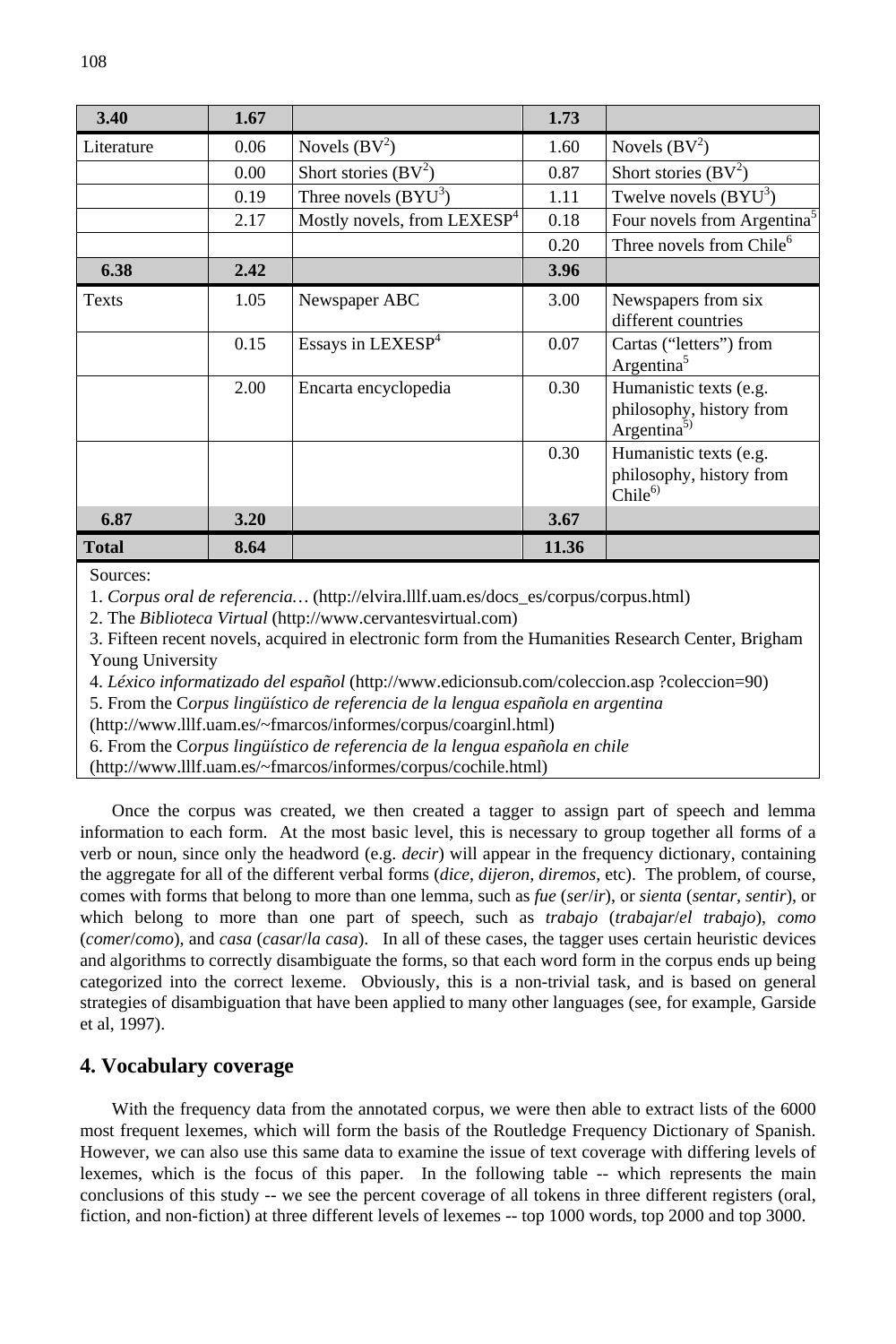| 3.40 | 1.67 | | 1.73 | |
|---|---|---|---|---|
| Literature | 0.06 | Novels (BV[2]) | 1.60 | Novels (BV[2]) |
| | 0.00 | Short stories (BV[2]) | 0.87 | Short stories (BV[2]) |
| | 0.19 | Three novels (BYU[3]) | 1.11 | Twelve novels (BYU[3]) |
| | 2.17 | Mostly novels, from LEXESP[4] | 0.18 | Four novels from Argentina[5] |
| | | | 0.20 | Three novels from Chile[6] |
| **6.38** | **2.42** | | **3.96** | |
| Texts | 1.05 | Newspaper ABC | 3.00 | Newspapers from six different countries |
| | 0.15 | Essays in LEXESP[4] | 0.07 | Cartas ("letters") from Argentina[5] |
| | 2.00 | Encarta encyclopedia | 0.30 | Humanistic texts (e.g. philosophy, history from Argentina[5]) |
| | | | 0.30 | Humanistic texts (e.g. philosophy, history from Chile[6]) |
| **6.87** | **3.20** | | **3.67** | |
| **Total** | **8.64** | | **11.36** | |

Sources:

1. *Corpus oral de referencia…* (http://elvira.lllf.uam.es/docs_es/corpus/corpus.html)
2. The *Biblioteca Virtual* (http://www.cervantesvirtual.com)
3. Fifteen recent novels, acquired in electronic form from the Humanities Research Center, Brigham Young University
4. *Léxico informatizado del español* (http://www.edicionsub.com/coleccion.asp ?coleccion=90)
5. From the C*orpus lingüístico de referencia de la lengua española en argentina* (http://www.lllf.uam.es/~fmarcos/informes/corpus/coarginl.html)
6. From the C*orpus lingüístico de referencia de la lengua española en chile* (http://www.lllf.uam.es/~fmarcos/informes/corpus/cochile.html)

Once the corpus was created, we then created a tagger to assign part of speech and lemma information to each form. At the most basic level, this is necessary to group together all forms of a verb or noun, since only the headword (e.g. *decir*) will appear in the frequency dictionary, containing the aggregate for all of the different verbal forms (*dice*, *dijeron*, *diremos*, etc). The problem, of course, comes with forms that belong to more than one lemma, such as *fue* (*ser*/*ir*), or *sienta* (*sentar*, *sentir*), or which belong to more than one part of speech, such as *trabajo* (*trabajar*/*el trabajo*), *como* (*comer*/*como*), and *casa* (*casar*/*la casa*). In all of these cases, the tagger uses certain heuristic devices and algorithms to correctly disambiguate the forms, so that each word form in the corpus ends up being categorized into the correct lexeme. Obviously, this is a non-trivial task, and is based on general strategies of disambiguation that have been applied to many other languages (see, for example, Garside et al, 1997).

## 4. Vocabulary coverage

With the frequency data from the annotated corpus, we were then able to extract lists of the 6000 most frequent lexemes, which will form the basis of the Routledge Frequency Dictionary of Spanish. However, we can also use this same data to examine the issue of text coverage with differing levels of lexemes, which is the focus of this paper. In the following table -- which represents the main conclusions of this study -- we see the percent coverage of all tokens in three different registers (oral, fiction, and non-fiction) at three different levels of lexemes -- top 1000 words, top 2000 and top 3000.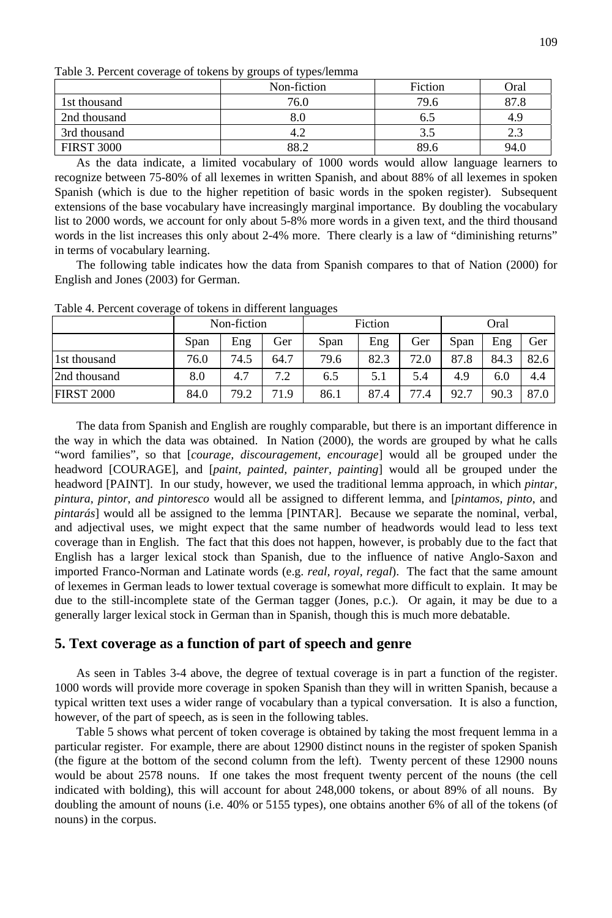Table 3. Percent coverage of tokens by groups of types/lemma

| | Non-fiction | Fiction | Oral |
|---|---|---|---|
| 1st thousand | 76.0 | 79.6 | 87.8 |
| 2nd thousand | 8.0 | 6.5 | 4.9 |
| 3rd thousand | 4.2 | 3.5 | 2.3 |
| FIRST 3000 | 88.2 | 89.6 | 94.0 |

As the data indicate, a limited vocabulary of 1000 words would allow language learners to recognize between 75-80% of all lexemes in written Spanish, and about 88% of all lexemes in spoken Spanish (which is due to the higher repetition of basic words in the spoken register). Subsequent extensions of the base vocabulary have increasingly marginal importance. By doubling the vocabulary list to 2000 words, we account for only about 5-8% more words in a given text, and the third thousand words in the list increases this only about 2-4% more. There clearly is a law of "diminishing returns" in terms of vocabulary learning.

The following table indicates how the data from Spanish compares to that of Nation (2000) for English and Jones (2003) for German.

Table 4. Percent coverage of tokens in different languages

| | Non-fiction | | | Fiction | | | Oral | | |
|---|---|---|---|---|---|---|---|---|---|
| | Span | Eng | Ger | Span | Eng | Ger | Span | Eng | Ger |
| 1st thousand | 76.0 | 74.5 | 64.7 | 79.6 | 82.3 | 72.0 | 87.8 | 84.3 | 82.6 |
| 2nd thousand | 8.0 | 4.7 | 7.2 | 6.5 | 5.1 | 5.4 | 4.9 | 6.0 | 4.4 |
| FIRST 2000 | 84.0 | 79.2 | 71.9 | 86.1 | 87.4 | 77.4 | 92.7 | 90.3 | 87.0 |

The data from Spanish and English are roughly comparable, but there is an important difference in the way in which the data was obtained. In Nation (2000), the words are grouped by what he calls "word families", so that [*courage, discouragement, encourage*] would all be grouped under the headword [COURAGE], and [*paint, painted, painter, painting*] would all be grouped under the headword [PAINT]. In our study, however, we used the traditional lemma approach, in which *pintar, pintura, pintor, and pintoresco* would all be assigned to different lemma, and [*pintamos, pinto*, and *pintarás*] would all be assigned to the lemma [PINTAR]. Because we separate the nominal, verbal, and adjectival uses, we might expect that the same number of headwords would lead to less text coverage than in English. The fact that this does not happen, however, is probably due to the fact that English has a larger lexical stock than Spanish, due to the influence of native Anglo-Saxon and imported Franco-Norman and Latinate words (e.g. *real, royal, regal*). The fact that the same amount of lexemes in German leads to lower textual coverage is somewhat more difficult to explain. It may be due to the still-incomplete state of the German tagger (Jones, p.c.). Or again, it may be due to a generally larger lexical stock in German than in Spanish, though this is much more debatable.

## 5. Text coverage as a function of part of speech and genre

As seen in Tables 3-4 above, the degree of textual coverage is in part a function of the register. 1000 words will provide more coverage in spoken Spanish than they will in written Spanish, because a typical written text uses a wider range of vocabulary than a typical conversation. It is also a function, however, of the part of speech, as is seen in the following tables.

Table 5 shows what percent of token coverage is obtained by taking the most frequent lemma in a particular register. For example, there are about 12900 distinct nouns in the register of spoken Spanish (the figure at the bottom of the second column from the left). Twenty percent of these 12900 nouns would be about 2578 nouns. If one takes the most frequent twenty percent of the nouns (the cell indicated with bolding), this will account for about 248,000 tokens, or about 89% of all nouns. By doubling the amount of nouns (i.e. 40% or 5155 types), one obtains another 6% of all of the tokens (of nouns) in the corpus.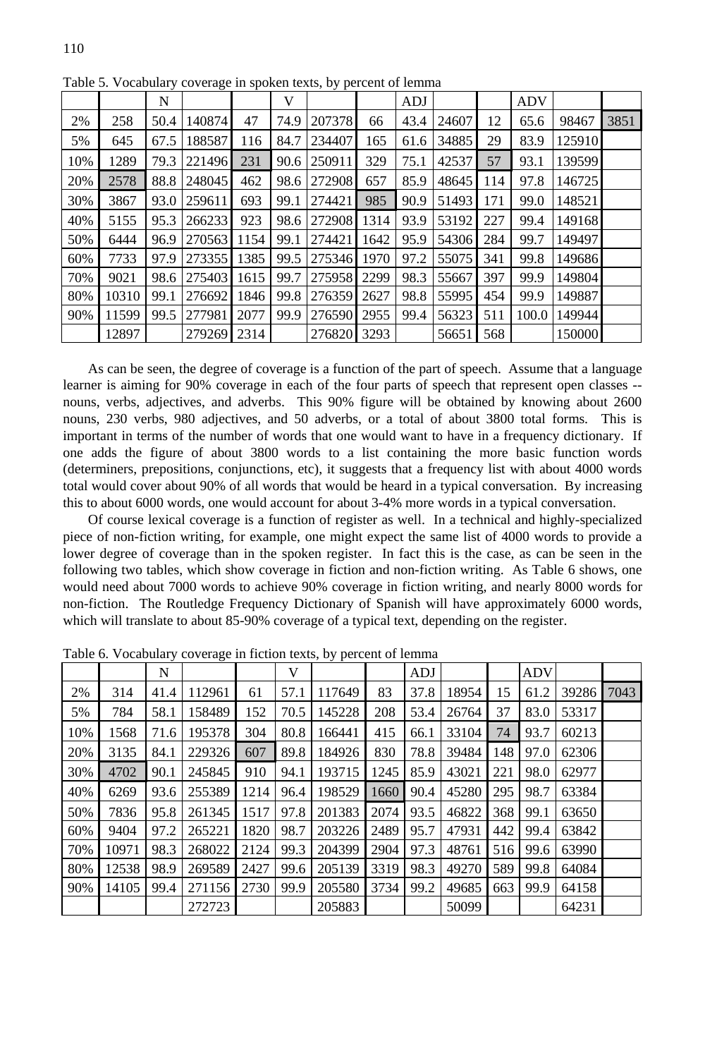Table 5. Vocabulary coverage in spoken texts, by percent of lemma

| | | N | | | V | | | ADJ | | | ADV | | |
|---|---|---|---|---|---|---|---|---|---|---|---|---|---|
| 2% | 258 | 50.4 | 140874 | 47 | 74.9 | 207378 | 66 | 43.4 | 24607 | 12 | 65.6 | 98467 | 3851 |
| 5% | 645 | 67.5 | 188587 | 116 | 84.7 | 234407 | 165 | 61.6 | 34885 | 29 | 83.9 | 125910 | |
| 10% | 1289 | 79.3 | 221496 | 231 | 90.6 | 250911 | 329 | 75.1 | 42537 | 57 | 93.1 | 139599 | |
| 20% | 2578 | 88.8 | 248045 | 462 | 98.6 | 272908 | 657 | 85.9 | 48645 | 114 | 97.8 | 146725 | |
| 30% | 3867 | 93.0 | 259611 | 693 | 99.1 | 274421 | 985 | 90.9 | 51493 | 171 | 99.0 | 148521 | |
| 40% | 5155 | 95.3 | 266233 | 923 | 98.6 | 272908 | 1314 | 93.9 | 53192 | 227 | 99.4 | 149168 | |
| 50% | 6444 | 96.9 | 270563 | 1154 | 99.1 | 274421 | 1642 | 95.9 | 54306 | 284 | 99.7 | 149497 | |
| 60% | 7733 | 97.9 | 273355 | 1385 | 99.5 | 275346 | 1970 | 97.2 | 55075 | 341 | 99.8 | 149686 | |
| 70% | 9021 | 98.6 | 275403 | 1615 | 99.7 | 275958 | 2299 | 98.3 | 55667 | 397 | 99.9 | 149804 | |
| 80% | 10310 | 99.1 | 276692 | 1846 | 99.8 | 276359 | 2627 | 98.8 | 55995 | 454 | 99.9 | 149887 | |
| 90% | 11599 | 99.5 | 277981 | 2077 | 99.9 | 276590 | 2955 | 99.4 | 56323 | 511 | 100.0 | 149944 | |
| | 12897 | | 279269 | 2314 | | 276820 | 3293 | | 56651 | 568 | | 150000 | |

As can be seen, the degree of coverage is a function of the part of speech. Assume that a language learner is aiming for 90% coverage in each of the four parts of speech that represent open classes -- nouns, verbs, adjectives, and adverbs. This 90% figure will be obtained by knowing about 2600 nouns, 230 verbs, 980 adjectives, and 50 adverbs, or a total of about 3800 total forms. This is important in terms of the number of words that one would want to have in a frequency dictionary. If one adds the figure of about 3800 words to a list containing the more basic function words (determiners, prepositions, conjunctions, etc), it suggests that a frequency list with about 4000 words total would cover about 90% of all words that would be heard in a typical conversation. By increasing this to about 6000 words, one would account for about 3-4% more words in a typical conversation.

Of course lexical coverage is a function of register as well. In a technical and highly-specialized piece of non-fiction writing, for example, one might expect the same list of 4000 words to provide a lower degree of coverage than in the spoken register. In fact this is the case, as can be seen in the following two tables, which show coverage in fiction and non-fiction writing. As Table 6 shows, one would need about 7000 words to achieve 90% coverage in fiction writing, and nearly 8000 words for non-fiction. The Routledge Frequency Dictionary of Spanish will have approximately 6000 words, which will translate to about 85-90% coverage of a typical text, depending on the register.

Table 6. Vocabulary coverage in fiction texts, by percent of lemma

| | | N | | | V | | | ADJ | | | ADV | | |
|---|---|---|---|---|---|---|---|---|---|---|---|---|---|
| 2% | 314 | 41.4 | 112961 | 61 | 57.1 | 117649 | 83 | 37.8 | 18954 | 15 | 61.2 | 39286 | 7043 |
| 5% | 784 | 58.1 | 158489 | 152 | 70.5 | 145228 | 208 | 53.4 | 26764 | 37 | 83.0 | 53317 | |
| 10% | 1568 | 71.6 | 195378 | 304 | 80.8 | 166441 | 415 | 66.1 | 33104 | 74 | 93.7 | 60213 | |
| 20% | 3135 | 84.1 | 229326 | 607 | 89.8 | 184926 | 830 | 78.8 | 39484 | 148 | 97.0 | 62306 | |
| 30% | 4702 | 90.1 | 245845 | 910 | 94.1 | 193715 | 1245 | 85.9 | 43021 | 221 | 98.0 | 62977 | |
| 40% | 6269 | 93.6 | 255389 | 1214 | 96.4 | 198529 | 1660 | 90.4 | 45280 | 295 | 98.7 | 63384 | |
| 50% | 7836 | 95.8 | 261345 | 1517 | 97.8 | 201383 | 2074 | 93.5 | 46822 | 368 | 99.1 | 63650 | |
| 60% | 9404 | 97.2 | 265221 | 1820 | 98.7 | 203226 | 2489 | 95.7 | 47931 | 442 | 99.4 | 63842 | |
| 70% | 10971 | 98.3 | 268022 | 2124 | 99.3 | 204399 | 2904 | 97.3 | 48761 | 516 | 99.6 | 63990 | |
| 80% | 12538 | 98.9 | 269589 | 2427 | 99.6 | 205139 | 3319 | 98.3 | 49270 | 589 | 99.8 | 64084 | |
| 90% | 14105 | 99.4 | 271156 | 2730 | 99.9 | 205580 | 3734 | 99.2 | 49685 | 663 | 99.9 | 64158 | |
| | | | 272723 | | | 205883 | | | 50099 | | | 64231 | |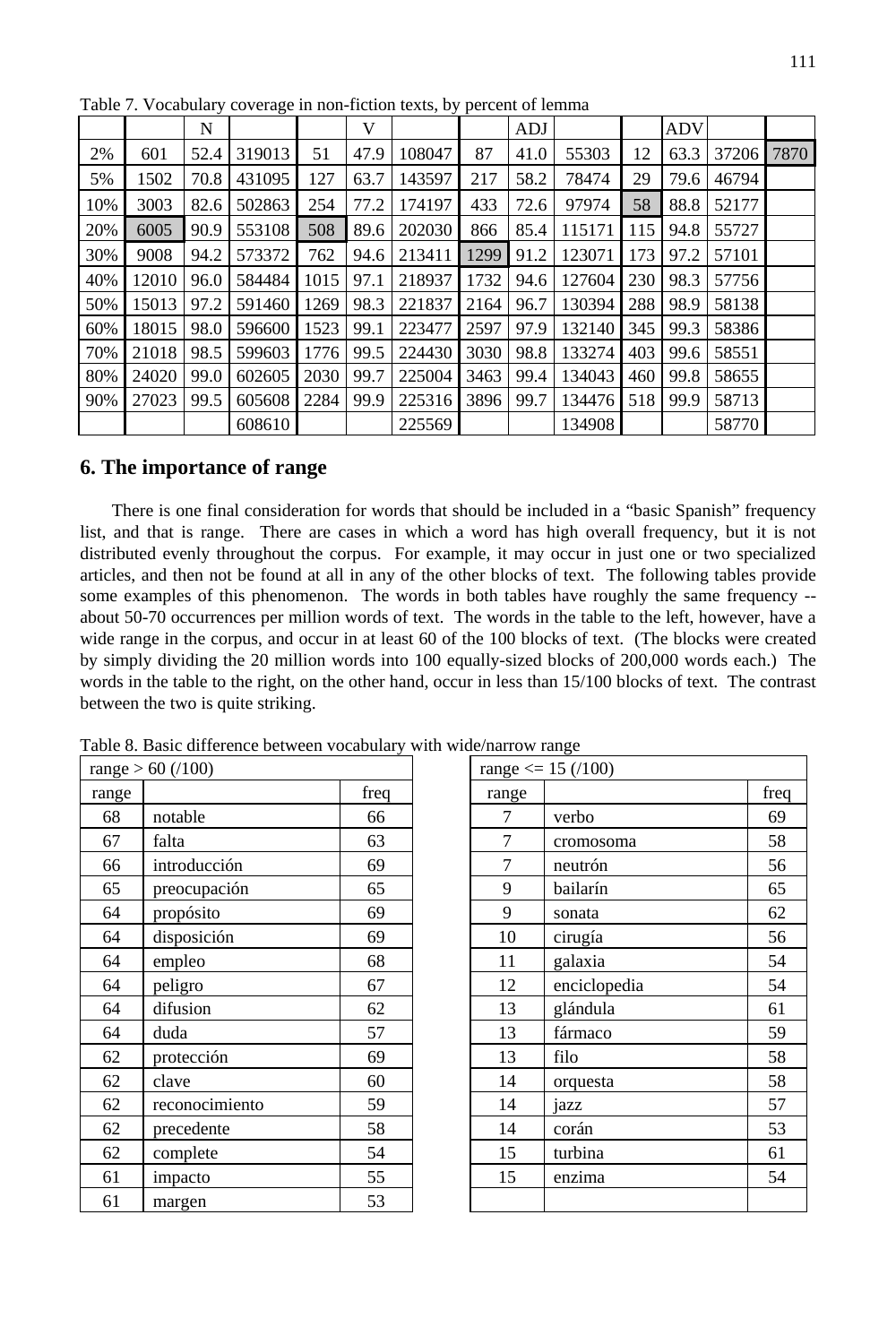Table 7. Vocabulary coverage in non-fiction texts, by percent of lemma

| | | N | | | V | | | ADJ | | | ADV | | |
|---|---|---|---|---|---|---|---|---|---|---|---|---|---|
| 2% | 601 | 52.4 | 319013 | 51 | 47.9 | 108047 | 87 | 41.0 | 55303 | 12 | 63.3 | 37206 | 7870 |
| 5% | 1502 | 70.8 | 431095 | 127 | 63.7 | 143597 | 217 | 58.2 | 78474 | 29 | 79.6 | 46794 | |
| 10% | 3003 | 82.6 | 502863 | 254 | 77.2 | 174197 | 433 | 72.6 | 97974 | 58 | 88.8 | 52177 | |
| 20% | 6005 | 90.9 | 553108 | 508 | 89.6 | 202030 | 866 | 85.4 | 115171 | 115 | 94.8 | 55727 | |
| 30% | 9008 | 94.2 | 573372 | 762 | 94.6 | 213411 | 1299 | 91.2 | 123071 | 173 | 97.2 | 57101 | |
| 40% | 12010 | 96.0 | 584484 | 1015 | 97.1 | 218937 | 1732 | 94.6 | 127604 | 230 | 98.3 | 57756 | |
| 50% | 15013 | 97.2 | 591460 | 1269 | 98.3 | 221837 | 2164 | 96.7 | 130394 | 288 | 98.9 | 58138 | |
| 60% | 18015 | 98.0 | 596600 | 1523 | 99.1 | 223477 | 2597 | 97.9 | 132140 | 345 | 99.3 | 58386 | |
| 70% | 21018 | 98.5 | 599603 | 1776 | 99.5 | 224430 | 3030 | 98.8 | 133274 | 403 | 99.6 | 58551 | |
| 80% | 24020 | 99.0 | 602605 | 2030 | 99.7 | 225004 | 3463 | 99.4 | 134043 | 460 | 99.8 | 58655 | |
| 90% | 27023 | 99.5 | 605608 | 2284 | 99.9 | 225316 | 3896 | 99.7 | 134476 | 518 | 99.9 | 58713 | |
| | | | 608610 | | | 225569 | | | 134908 | | | 58770 | |

## 6. The importance of range

There is one final consideration for words that should be included in a "basic Spanish" frequency list, and that is range. There are cases in which a word has high overall frequency, but it is not distributed evenly throughout the corpus. For example, it may occur in just one or two specialized articles, and then not be found at all in any of the other blocks of text. The following tables provide some examples of this phenomenon. The words in both tables have roughly the same frequency -- about 50-70 occurrences per million words of text. The words in the table to the left, however, have a wide range in the corpus, and occur in at least 60 of the 100 blocks of text. (The blocks were created by simply dividing the 20 million words into 100 equally-sized blocks of 200,000 words each.) The words in the table to the right, on the other hand, occur in less than 15/100 blocks of text. The contrast between the two is quite striking.

Table 8. Basic difference between vocabulary with wide/narrow range

| range > 60 (/100) | | |
|---|---|---|
| range | | freq |
| 68 | notable | 66 |
| 67 | falta | 63 |
| 66 | introducción | 69 |
| 65 | preocupación | 65 |
| 64 | propósito | 69 |
| 64 | disposición | 69 |
| 64 | empleo | 68 |
| 64 | peligro | 67 |
| 64 | difusion | 62 |
| 64 | duda | 57 |
| 62 | protección | 69 |
| 62 | clave | 60 |
| 62 | reconocimiento | 59 |
| 62 | precedente | 58 |
| 62 | complete | 54 |
| 61 | impacto | 55 |
| 61 | margen | 53 |

| range <= 15 (/100) | | |
|---|---|---|
| range | | freq |
| 7 | verbo | 69 |
| 7 | cromosoma | 58 |
| 7 | neutrón | 56 |
| 9 | bailarín | 65 |
| 9 | sonata | 62 |
| 10 | cirugía | 56 |
| 11 | galaxia | 54 |
| 12 | enciclopedia | 54 |
| 13 | glándula | 61 |
| 13 | fármaco | 59 |
| 13 | filo | 58 |
| 14 | orquesta | 58 |
| 14 | jazz | 57 |
| 14 | corán | 53 |
| 15 | turbina | 61 |
| 15 | enzima | 54 |
| | | |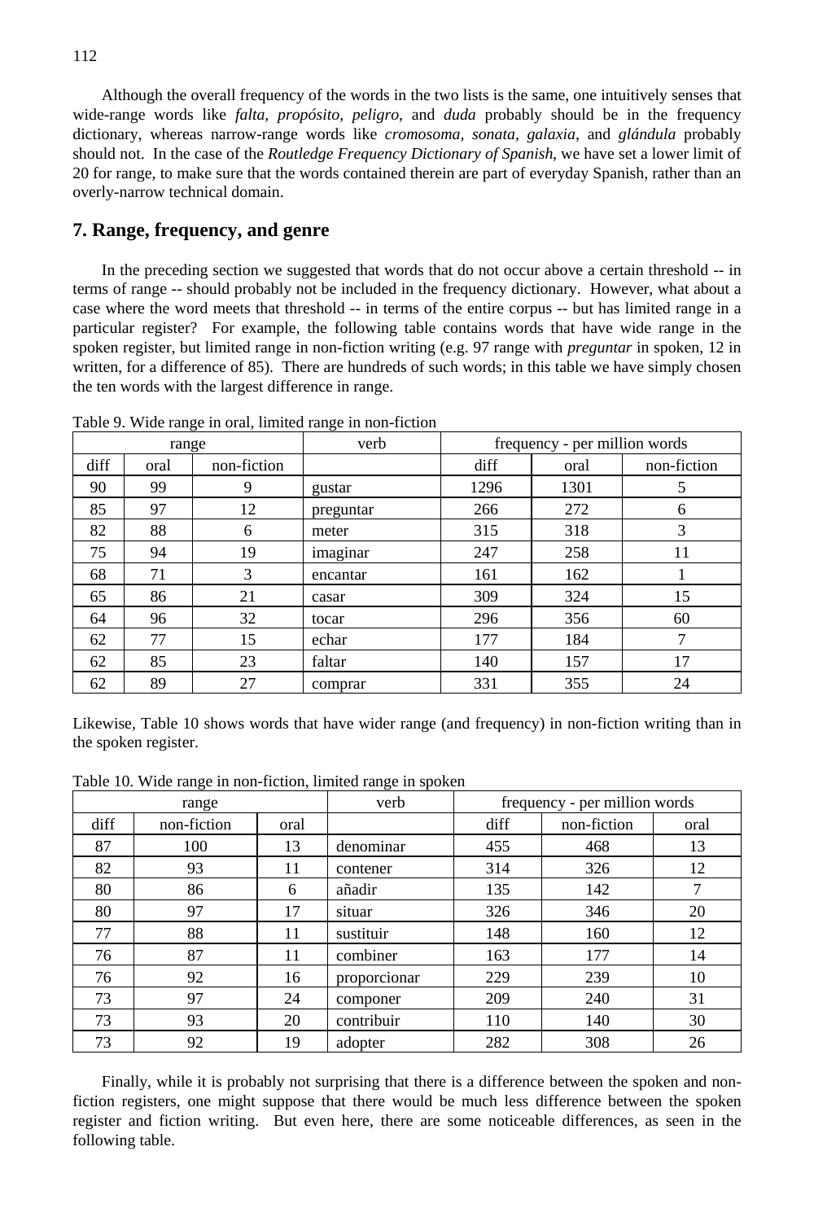Although the overall frequency of the words in the two lists is the same, one intuitively senses that wide-range words like *falta*, *propósito*, *peligro*, and *duda* probably should be in the frequency dictionary, whereas narrow-range words like *cromosoma, sonata*, *galaxia*, and *glándula* probably should not. In the case of the *Routledge Frequency Dictionary of Spanish*, we have set a lower limit of 20 for range, to make sure that the words contained therein are part of everyday Spanish, rather than an overly-narrow technical domain.

## 7. Range, frequency, and genre

In the preceding section we suggested that words that do not occur above a certain threshold -- in terms of range -- should probably not be included in the frequency dictionary. However, what about a case where the word meets that threshold -- in terms of the entire corpus -- but has limited range in a particular register? For example, the following table contains words that have wide range in the spoken register, but limited range in non-fiction writing (e.g. 97 range with *preguntar* in spoken, 12 in written, for a difference of 85). There are hundreds of such words; in this table we have simply chosen the ten words with the largest difference in range.

Table 9. Wide range in oral, limited range in non-fiction

| range | | | verb | frequency - per million words | | |
|---|---|---|---|---|---|---|
| diff | oral | non-fiction | | diff | oral | non-fiction |
| 90 | 99 | 9 | gustar | 1296 | 1301 | 5 |
| 85 | 97 | 12 | preguntar | 266 | 272 | 6 |
| 82 | 88 | 6 | meter | 315 | 318 | 3 |
| 75 | 94 | 19 | imaginar | 247 | 258 | 11 |
| 68 | 71 | 3 | encantar | 161 | 162 | 1 |
| 65 | 86 | 21 | casar | 309 | 324 | 15 |
| 64 | 96 | 32 | tocar | 296 | 356 | 60 |
| 62 | 77 | 15 | echar | 177 | 184 | 7 |
| 62 | 85 | 23 | faltar | 140 | 157 | 17 |
| 62 | 89 | 27 | comprar | 331 | 355 | 24 |

Likewise, Table 10 shows words that have wider range (and frequency) in non-fiction writing than in the spoken register.

Table 10. Wide range in non-fiction, limited range in spoken

| range | | | verb | frequency - per million words | | |
|---|---|---|---|---|---|---|
| diff | non-fiction | oral | | diff | non-fiction | oral |
| 87 | 100 | 13 | denominar | 455 | 468 | 13 |
| 82 | 93 | 11 | contener | 314 | 326 | 12 |
| 80 | 86 | 6 | añadir | 135 | 142 | 7 |
| 80 | 97 | 17 | situar | 326 | 346 | 20 |
| 77 | 88 | 11 | sustituir | 148 | 160 | 12 |
| 76 | 87 | 11 | combiner | 163 | 177 | 14 |
| 76 | 92 | 16 | proporcionar | 229 | 239 | 10 |
| 73 | 97 | 24 | componer | 209 | 240 | 31 |
| 73 | 93 | 20 | contribuir | 110 | 140 | 30 |
| 73 | 92 | 19 | adopter | 282 | 308 | 26 |

Finally, while it is probably not surprising that there is a difference between the spoken and non-fiction registers, one might suppose that there would be much less difference between the spoken register and fiction writing. But even here, there are some noticeable differences, as seen in the following table.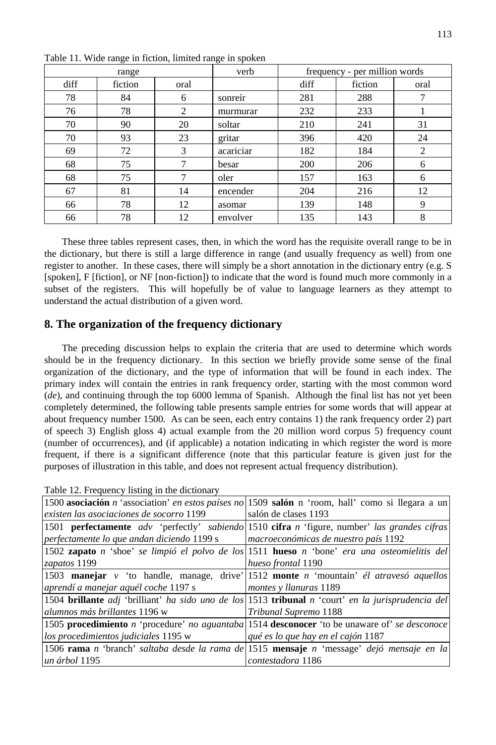Table 11. Wide range in fiction, limited range in spoken

| range | | | verb | frequency - per million words | | |
|---|---|---|---|---|---|---|
| diff | fiction | oral | | diff | fiction | oral |
| 78 | 84 | 6 | sonreír | 281 | 288 | 7 |
| 76 | 78 | 2 | murmurar | 232 | 233 | 1 |
| 70 | 90 | 20 | soltar | 210 | 241 | 31 |
| 70 | 93 | 23 | gritar | 396 | 420 | 24 |
| 69 | 72 | 3 | acariciar | 182 | 184 | 2 |
| 68 | 75 | 7 | besar | 200 | 206 | 6 |
| 68 | 75 | 7 | oler | 157 | 163 | 6 |
| 67 | 81 | 14 | encender | 204 | 216 | 12 |
| 66 | 78 | 12 | asomar | 139 | 148 | 9 |
| 66 | 78 | 12 | envolver | 135 | 143 | 8 |

These three tables represent cases, then, in which the word has the requisite overall range to be in the dictionary, but there is still a large difference in range (and usually frequency as well) from one register to another. In these cases, there will simply be a short annotation in the dictionary entry (e.g. S [spoken], F [fiction], or NF [non-fiction]) to indicate that the word is found much more commonly in a subset of the registers. This will hopefully be of value to language learners as they attempt to understand the actual distribution of a given word.

## 8. The organization of the frequency dictionary

The preceding discussion helps to explain the criteria that are used to determine which words should be in the frequency dictionary. In this section we briefly provide some sense of the final organization of the dictionary, and the type of information that will be found in each index. The primary index will contain the entries in rank frequency order, starting with the most common word (*de*), and continuing through the top 6000 lemma of Spanish. Although the final list has not yet been completely determined, the following table presents sample entries for some words that will appear at about frequency number 1500. As can be seen, each entry contains 1) the rank frequency order 2) part of speech 3) English gloss 4) actual example from the 20 million word corpus 5) frequency count (number of occurrences), and (if applicable) a notation indicating in which register the word is more frequent, if there is a significant difference (note that this particular feature is given just for the purposes of illustration in this table, and does not represent actual frequency distribution).

Table 12. Frequency listing in the dictionary

| | |
|---|---|
| 1500 **asociación** *n* 'association' *en estos países no existen las asociaciones de socorro* 1199 | 1509 **salón** n 'room, hall' como si llegara a un salón de clases 1193 |
| 1501 **perfectamente** *adv* 'perfectly' *sabiendo perfectamente lo que andan diciendo* 1199 s | 1510 **cifra** *n* 'figure, number' *las grandes cifras macroeconómicas de nuestro país* 1192 |
| 1502 **zapato** *n* 'shoe' *se limpió el polvo de los zapatos* 1199 | 1511 **hueso** *n* 'bone' *era una osteomielitis del hueso frontal* 1190 |
| 1503 **manejar** *v* 'to handle, manage, drive' *aprendí a manejar aquél coche* 1197 s | 1512 **monte** *n* 'mountain' *él atravesó aquellos montes y llanuras* 1189 |
| 1504 **brillante** *adj* 'brilliant' *ha sido uno de los alumnos más brillantes* 1196 w | 1513 **tribunal** *n* 'court' *en la jurisprudencia del Tribunal Supremo* 1188 |
| 1505 **procedimiento** *n* 'procedure' *no aguantaba los procedimientos judiciales* 1195 w | 1514 **desconocer** 'to be unaware of' *se desconoce qué es lo que hay en el cajón* 1187 |
| 1506 **rama** *n* 'branch' *saltaba desde la rama de un árbol* 1195 | 1515 **mensaje** *n* 'message' *dejó mensaje en la contestadora* 1186 |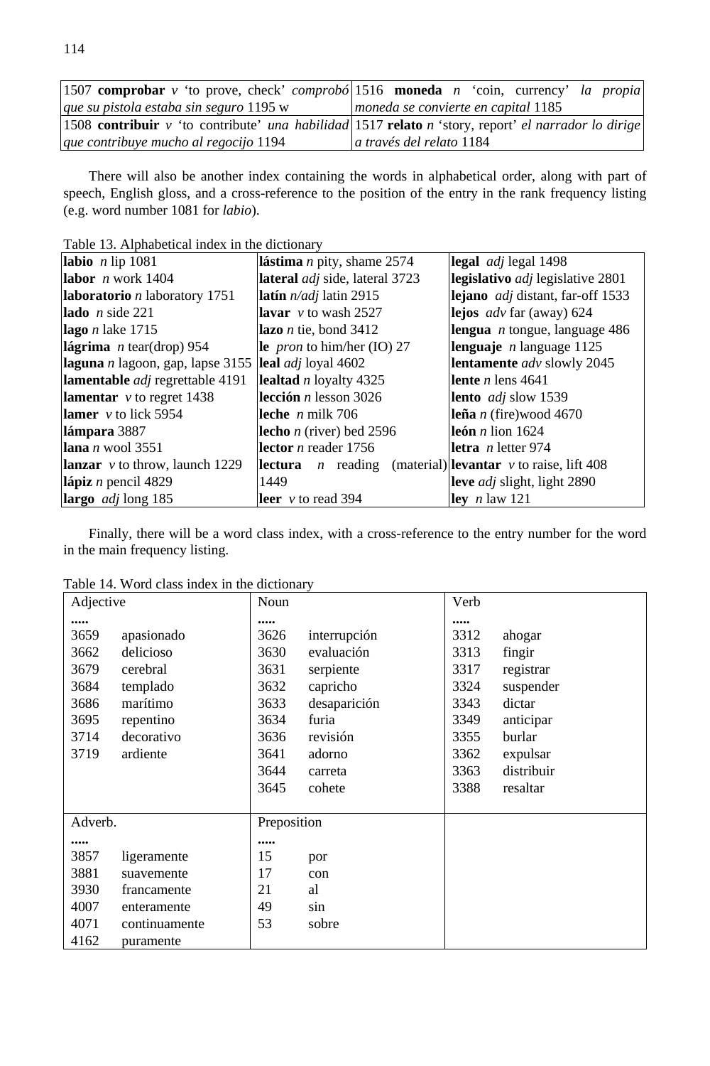| 1507 **comprobar** *v* 'to prove, check' *comprobó que su pistola estaba sin seguro* 1195 w | 1516 **moneda** *n* 'coin, currency' *la propia moneda se convierte en capital* 1185 |
|---|---|
| 1508 **contribuir** *v* 'to contribute' *una habilidad que contribuye mucho al regocijo* 1194 | 1517 **relato** *n* 'story, report' *el narrador lo dirige a través del relato* 1184 |

There will also be another index containing the words in alphabetical order, along with part of speech, English gloss, and a cross-reference to the position of the entry in the rank frequency listing (e.g. word number 1081 for *labio*).

Table 13. Alphabetical index in the dictionary

| | | |
|---|---|---|
| **labio** *n* lip 1081 | **lástima** *n* pity, shame 2574 | **legal** *adj* legal 1498 |
| **labor** *n* work 1404 | **lateral** *adj* side, lateral 3723 | **legislativo** *adj* legislative 2801 |
| **laboratorio** *n* laboratory 1751 | **latín** *n/adj* latin 2915 | **lejano** *adj* distant, far-off 1533 |
| **lado** *n* side 221 | **lavar** *v* to wash 2527 | **lejos** *adv* far (away) 624 |
| **lago** *n* lake 1715 | **lazo** *n* tie, bond 3412 | **lengua** *n* tongue, language 486 |
| **lágrima** *n* tear(drop) 954 | **le** *pron* to him/her (IO) 27 | **lenguaje** *n* language 1125 |
| **laguna** *n* lagoon, gap, lapse 3155 | **leal** *adj* loyal 4602 | **lentamente** *adv* slowly 2045 |
| **lamentable** *adj* regrettable 4191 | **lealtad** *n* loyalty 4325 | **lente** *n* lens 4641 |
| **lamentar** *v* to regret 1438 | **lección** *n* lesson 3026 | **lento** *adj* slow 1539 |
| **lamer** *v* to lick 5954 | **leche** *n* milk 706 | **leña** *n* (fire)wood 4670 |
| **lámpara** 3887 | **lecho** *n* (river) bed 2596 | **león** *n* lion 1624 |
| **lana** *n* wool 3551 | **lector** *n* reader 1756 | **letra** *n* letter 974 |
| **lanzar** *v* to throw, launch 1229 | **lectura** *n* reading (material) 1449 | **levantar** *v* to raise, lift 408 |
| **lápiz** *n* pencil 4829 | **leer** *v* to read 394 | **leve** *adj* slight, light 2890 |
| **largo** *adj* long 185 | | **ley** *n* law 121 |

Finally, there will be a word class index, with a cross-reference to the entry number for the word in the main frequency listing.

Table 14. Word class index in the dictionary

| Adjective | | Noun | | Verb | |
|---|---|---|---|---|---|
| **.....** | | **.....** | | **.....** | |
| 3659 | apasionado | 3626 | interrupción | 3312 | ahogar |
| 3662 | delicioso | 3630 | evaluación | 3313 | fingir |
| 3679 | cerebral | 3631 | serpiente | 3317 | registrar |
| 3684 | templado | 3632 | capricho | 3324 | suspender |
| 3686 | marítimo | 3633 | desaparición | 3343 | dictar |
| 3695 | repentino | 3634 | furia | 3349 | anticipar |
| 3714 | decorativo | 3636 | revisión | 3355 | burlar |
| 3719 | ardiente | 3641 | adorno | 3362 | expulsar |
| | | 3644 | carreta | 3363 | distribuir |
| | | 3645 | cohete | 3388 | resaltar |
| **Adverb.** | | **Preposition** | | | |
| **.....** | | **.....** | | | |
| 3857 | ligeramente | 15 | por | | |
| 3881 | suavemente | 17 | con | | |
| 3930 | francamente | 21 | al | | |
| 4007 | enteramente | 49 | sin | | |
| 4071 | continuamente | 53 | sobre | | |
| 4162 | puramente | | | | |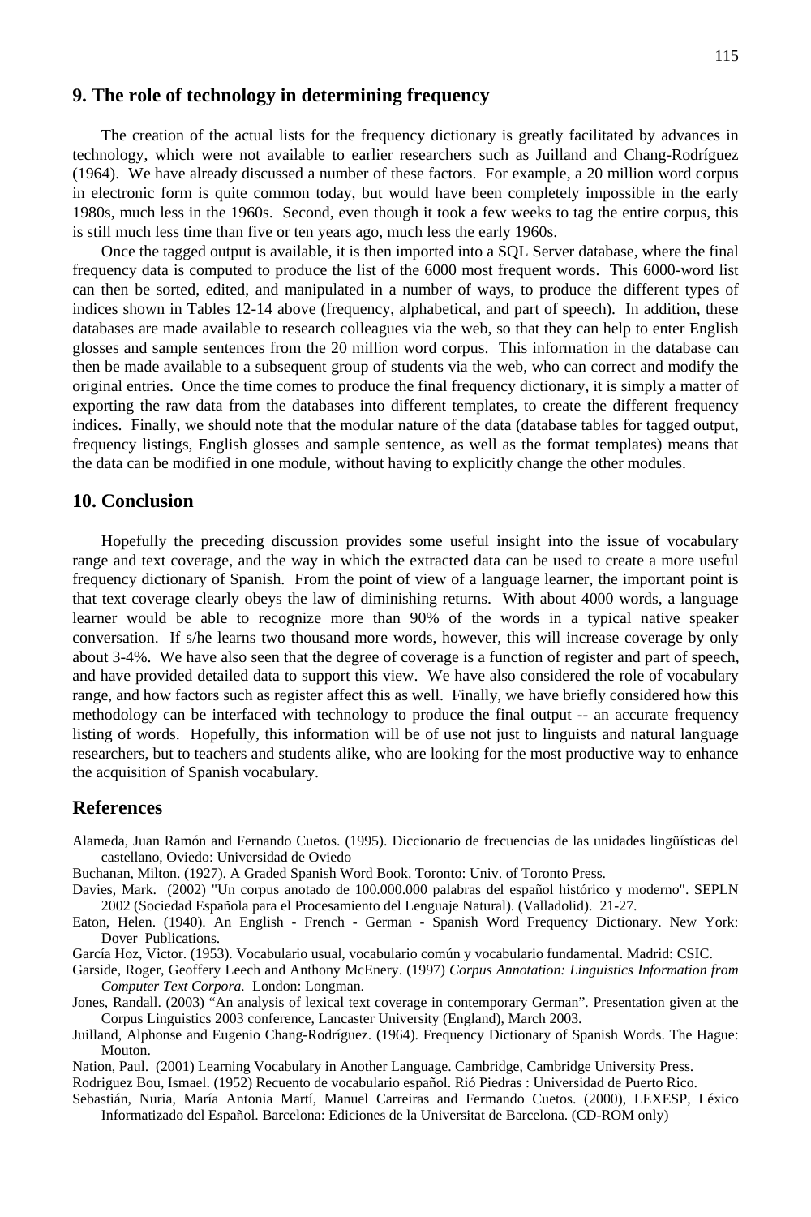## 9. The role of technology in determining frequency

The creation of the actual lists for the frequency dictionary is greatly facilitated by advances in technology, which were not available to earlier researchers such as Juilland and Chang-Rodríguez (1964). We have already discussed a number of these factors. For example, a 20 million word corpus in electronic form is quite common today, but would have been completely impossible in the early 1980s, much less in the 1960s. Second, even though it took a few weeks to tag the entire corpus, this is still much less time than five or ten years ago, much less the early 1960s.

Once the tagged output is available, it is then imported into a SQL Server database, where the final frequency data is computed to produce the list of the 6000 most frequent words. This 6000-word list can then be sorted, edited, and manipulated in a number of ways, to produce the different types of indices shown in Tables 12-14 above (frequency, alphabetical, and part of speech). In addition, these databases are made available to research colleagues via the web, so that they can help to enter English glosses and sample sentences from the 20 million word corpus. This information in the database can then be made available to a subsequent group of students via the web, who can correct and modify the original entries. Once the time comes to produce the final frequency dictionary, it is simply a matter of exporting the raw data from the databases into different templates, to create the different frequency indices. Finally, we should note that the modular nature of the data (database tables for tagged output, frequency listings, English glosses and sample sentence, as well as the format templates) means that the data can be modified in one module, without having to explicitly change the other modules.

## 10. Conclusion

Hopefully the preceding discussion provides some useful insight into the issue of vocabulary range and text coverage, and the way in which the extracted data can be used to create a more useful frequency dictionary of Spanish. From the point of view of a language learner, the important point is that text coverage clearly obeys the law of diminishing returns. With about 4000 words, a language learner would be able to recognize more than 90% of the words in a typical native speaker conversation. If s/he learns two thousand more words, however, this will increase coverage by only about 3-4%. We have also seen that the degree of coverage is a function of register and part of speech, and have provided detailed data to support this view. We have also considered the role of vocabulary range, and how factors such as register affect this as well. Finally, we have briefly considered how this methodology can be interfaced with technology to produce the final output -- an accurate frequency listing of words. Hopefully, this information will be of use not just to linguists and natural language researchers, but to teachers and students alike, who are looking for the most productive way to enhance the acquisition of Spanish vocabulary.

## References

Alameda, Juan Ramón and Fernando Cuetos. (1995). Diccionario de frecuencias de las unidades lingüísticas del castellano, Oviedo: Universidad de Oviedo

Buchanan, Milton. (1927). A Graded Spanish Word Book. Toronto: Univ. of Toronto Press.

Davies, Mark. (2002) "Un corpus anotado de 100.000.000 palabras del español histórico y moderno". SEPLN 2002 (Sociedad Española para el Procesamiento del Lenguaje Natural). (Valladolid). 21-27.

Eaton, Helen. (1940). An English - French - German - Spanish Word Frequency Dictionary. New York: Dover Publications.

García Hoz, Victor. (1953). Vocabulario usual, vocabulario común y vocabulario fundamental. Madrid: CSIC.

Garside, Roger, Geoffery Leech and Anthony McEnery. (1997) *Corpus Annotation: Linguistics Information from Computer Text Corpora.* London: Longman.

Jones, Randall. (2003) "An analysis of lexical text coverage in contemporary German". Presentation given at the Corpus Linguistics 2003 conference, Lancaster University (England), March 2003.

Juilland, Alphonse and Eugenio Chang-Rodríguez. (1964). Frequency Dictionary of Spanish Words. The Hague: Mouton.

Nation, Paul. (2001) Learning Vocabulary in Another Language. Cambridge, Cambridge University Press.

Rodriguez Bou, Ismael. (1952) Recuento de vocabulario español. Rió Piedras : Universidad de Puerto Rico.

Sebastián, Nuria, María Antonia Martí, Manuel Carreiras and Fermando Cuetos. (2000), LEXESP, Léxico Informatizado del Español. Barcelona: Ediciones de la Universitat de Barcelona. (CD-ROM only)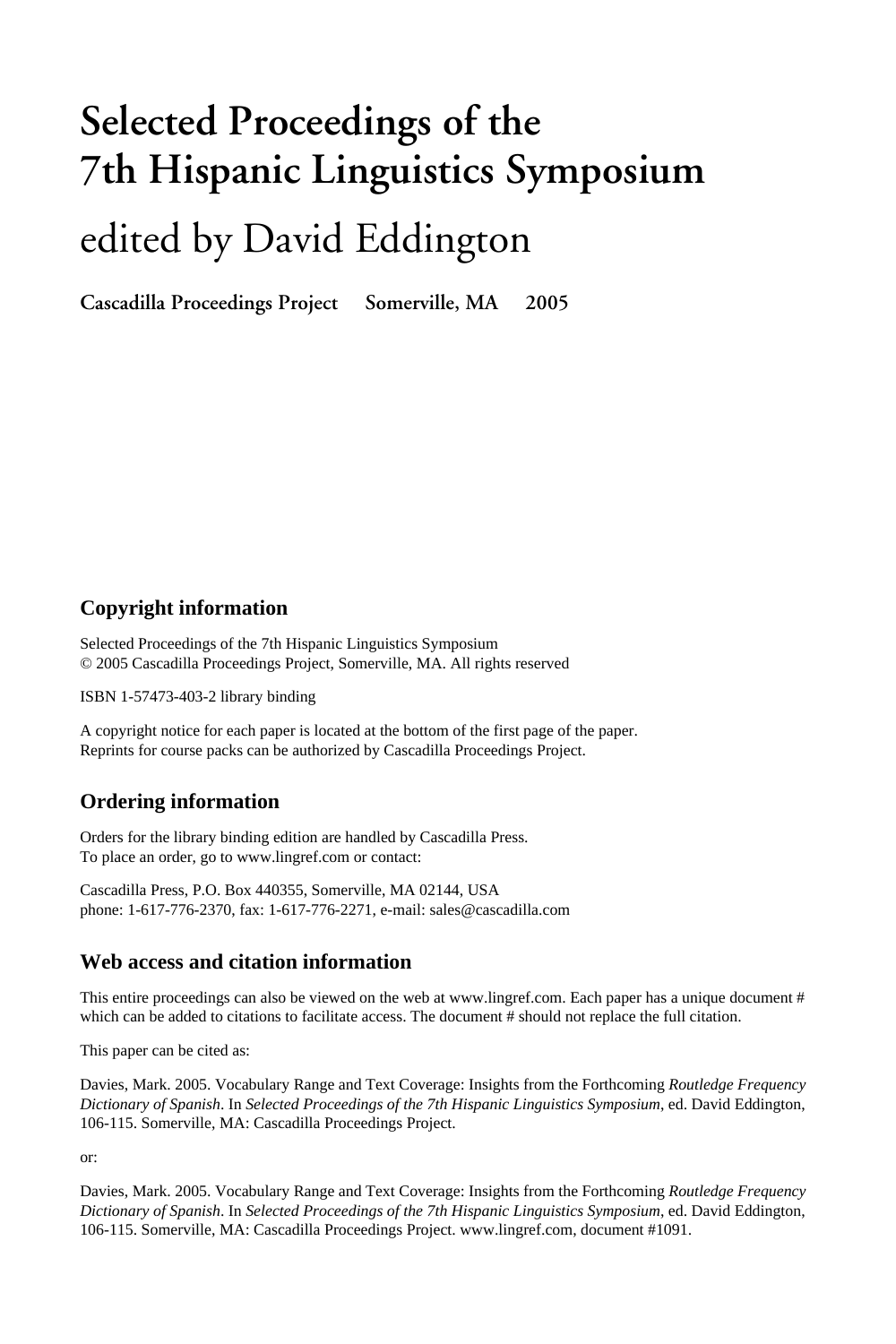# Selected Proceedings of the 7th Hispanic Linguistics Symposium

# edited by David Eddington

**Cascadilla Proceedings Project Somerville, MA 2005**

## Copyright information

Selected Proceedings of the 7th Hispanic Linguistics Symposium
© 2005 Cascadilla Proceedings Project, Somerville, MA. All rights reserved

ISBN 1-57473-403-2 library binding

A copyright notice for each paper is located at the bottom of the first page of the paper.
Reprints for course packs can be authorized by Cascadilla Proceedings Project.

## Ordering information

Orders for the library binding edition are handled by Cascadilla Press.
To place an order, go to www.lingref.com or contact:

Cascadilla Press, P.O. Box 440355, Somerville, MA 02144, USA
phone: 1-617-776-2370, fax: 1-617-776-2271, e-mail: sales@cascadilla.com

## Web access and citation information

This entire proceedings can also be viewed on the web at www.lingref.com. Each paper has a unique document # which can be added to citations to facilitate access. The document # should not replace the full citation.

This paper can be cited as:

Davies, Mark. 2005. Vocabulary Range and Text Coverage: Insights from the Forthcoming *Routledge Frequency Dictionary of Spanish*. In *Selected Proceedings of the 7th Hispanic Linguistics Symposium*, ed. David Eddington, 106-115. Somerville, MA: Cascadilla Proceedings Project.

or:

Davies, Mark. 2005. Vocabulary Range and Text Coverage: Insights from the Forthcoming *Routledge Frequency Dictionary of Spanish*. In *Selected Proceedings of the 7th Hispanic Linguistics Symposium*, ed. David Eddington, 106-115. Somerville, MA: Cascadilla Proceedings Project. www.lingref.com, document #1091.